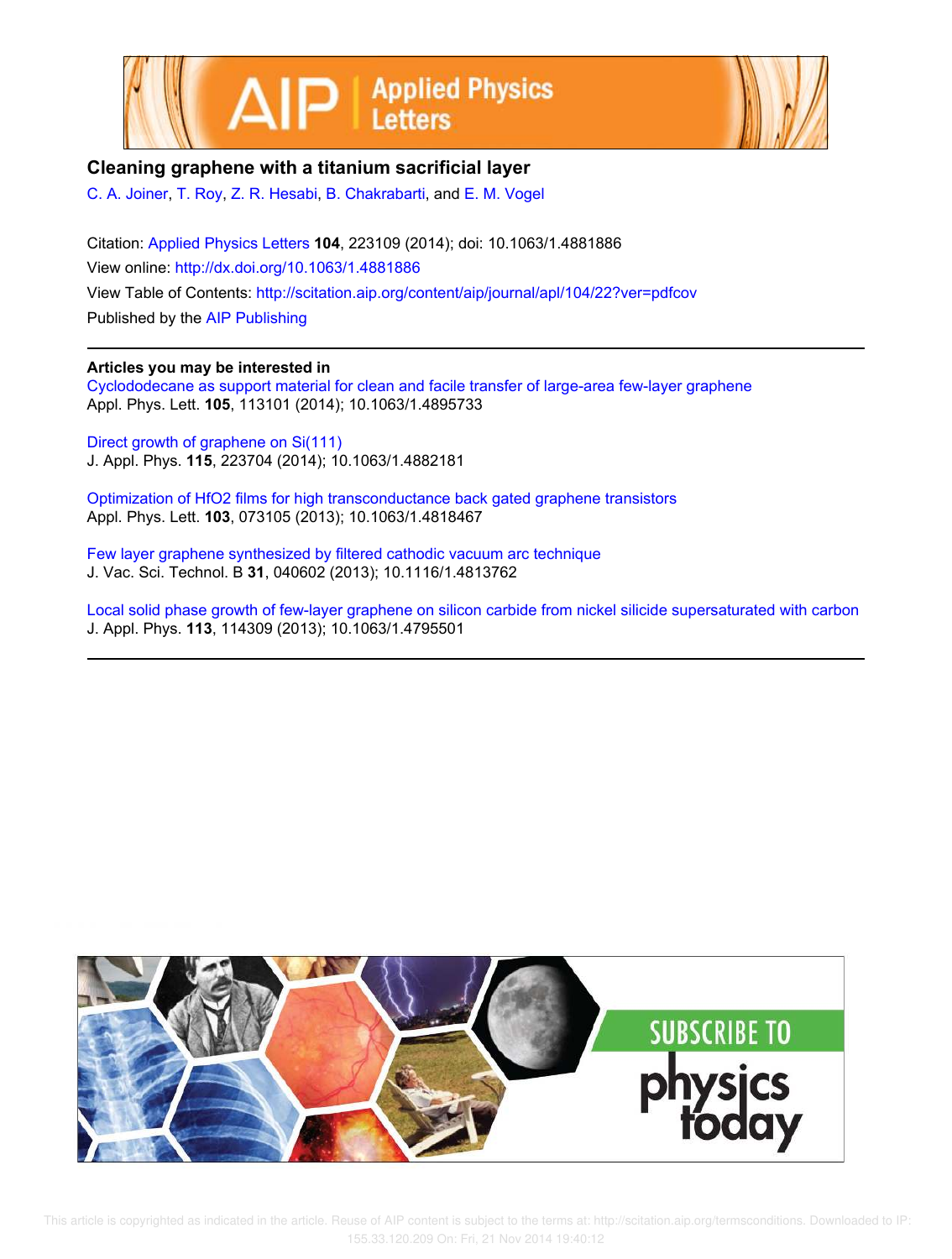# Cleaning graphene with a titanium sacrificial layer

C. A. Joiner, T. Roy, Z. R. Hesabi, B. Chakrabarti, and E. M. Vogel

Citation: Applied Physics Letters **104**, 223109 (2014); doi: 10.1063/1.4881886

View online: http://dx.doi.org/10.1063/1.4881886

View Table of Contents: http://scitation.aip.org/content/aip/journal/apl/104/22?ver=pdfcov

Published by the AIP Publishing

## Articles you may be interested in

Cyclododecane as support material for clean and facile transfer of large-area few-layer graphene
Appl. Phys. Lett. **105**, 113101 (2014); 10.1063/1.4895733

Direct growth of graphene on Si(111)
J. Appl. Phys. **115**, 223704 (2014); 10.1063/1.4882181

Optimization of HfO2 films for high transconductance back gated graphene transistors
Appl. Phys. Lett. **103**, 073105 (2013); 10.1063/1.4818467

Few layer graphene synthesized by filtered cathodic vacuum arc technique
J. Vac. Sci. Technol. B **31**, 040602 (2013); 10.1116/1.4813762

Local solid phase growth of few-layer graphene on silicon carbide from nickel silicide supersaturated with carbon
J. Appl. Phys. **113**, 114309 (2013); 10.1063/1.4795501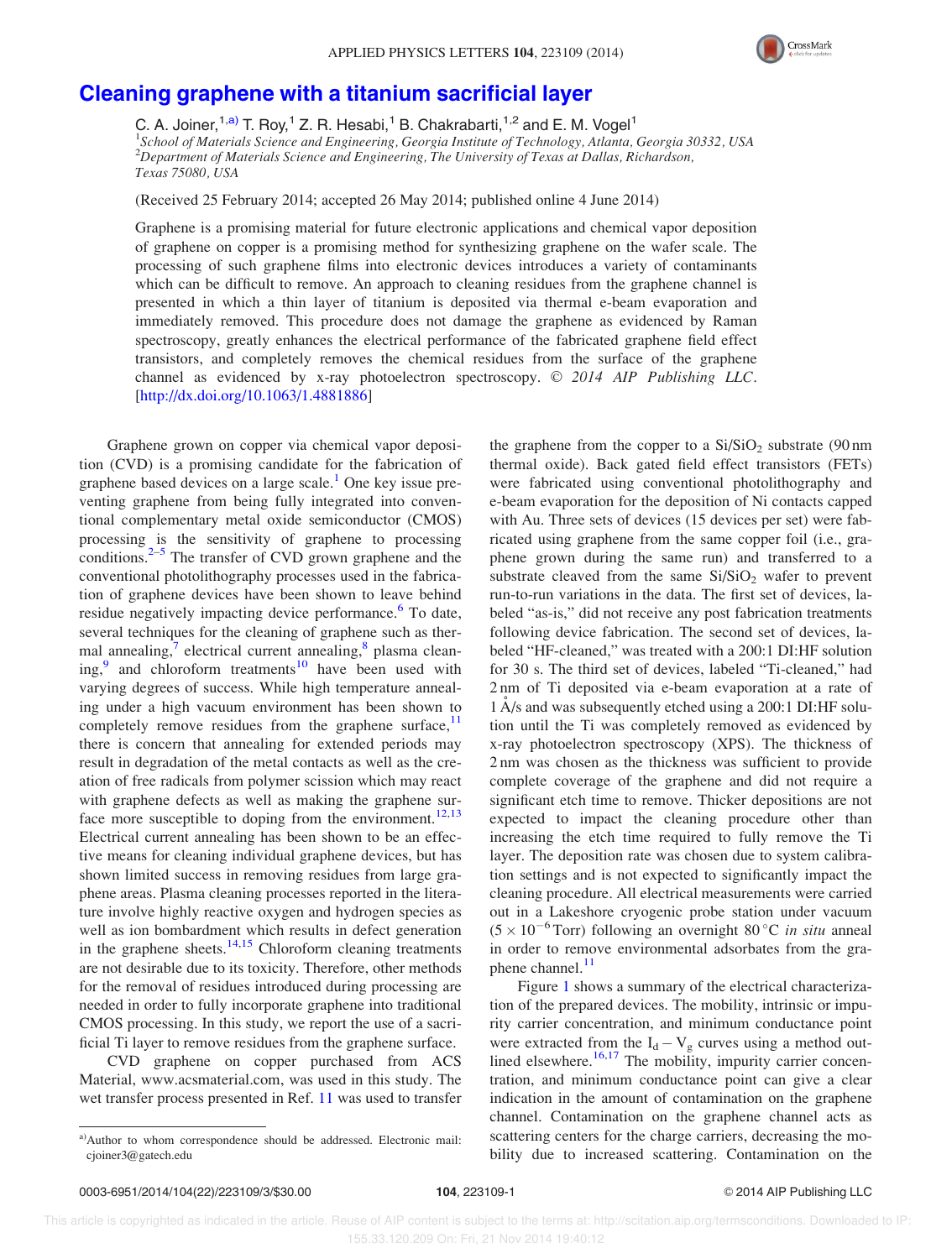# Cleaning graphene with a titanium sacrificial layer

C. A. Joiner,[1,a)] T. Roy,[1] Z. R. Hesabi,[1] B. Chakrabarti,[1,2] and E. M. Vogel[1]

[1]*School of Materials Science and Engineering, Georgia Institute of Technology, Atlanta, Georgia 30332, USA*
[2]*Department of Materials Science and Engineering, The University of Texas at Dallas, Richardson, Texas 75080, USA*

(Received 25 February 2014; accepted 26 May 2014; published online 4 June 2014)

Graphene is a promising material for future electronic applications and chemical vapor deposition of graphene on copper is a promising method for synthesizing graphene on the wafer scale. The processing of such graphene films into electronic devices introduces a variety of contaminants which can be difficult to remove. An approach to cleaning residues from the graphene channel is presented in which a thin layer of titanium is deposited via thermal e-beam evaporation and immediately removed. This procedure does not damage the graphene as evidenced by Raman spectroscopy, greatly enhances the electrical performance of the fabricated graphene field effect transistors, and completely removes the chemical residues from the surface of the graphene channel as evidenced by x-ray photoelectron spectroscopy. © *2014 AIP Publishing LLC*. [http://dx.doi.org/10.1063/1.4881886]

Graphene grown on copper via chemical vapor deposition (CVD) is a promising candidate for the fabrication of graphene based devices on a large scale.[1] One key issue preventing graphene from being fully integrated into conventional complementary metal oxide semiconductor (CMOS) processing is the sensitivity of graphene to processing conditions.[2–5] The transfer of CVD grown graphene and the conventional photolithography processes used in the fabrication of graphene devices have been shown to leave behind residue negatively impacting device performance.[6] To date, several techniques for the cleaning of graphene such as thermal annealing,[7] electrical current annealing,[8] plasma cleaning,[9] and chloroform treatments[10] have been used with varying degrees of success. While high temperature annealing under a high vacuum environment has been shown to completely remove residues from the graphene surface,[11] there is concern that annealing for extended periods may result in degradation of the metal contacts as well as the creation of free radicals from polymer scission which may react with graphene defects as well as making the graphene surface more susceptible to doping from the environment.[12,13] Electrical current annealing has been shown to be an effective means for cleaning individual graphene devices, but has shown limited success in removing residues from large graphene areas. Plasma cleaning processes reported in the literature involve highly reactive oxygen and hydrogen species as well as ion bombardment which results in defect generation in the graphene sheets.[14,15] Chloroform cleaning treatments are not desirable due to its toxicity. Therefore, other methods for the removal of residues introduced during processing are needed in order to fully incorporate graphene into traditional CMOS processing. In this study, we report the use of a sacrificial Ti layer to remove residues from the graphene surface.

CVD graphene on copper purchased from ACS Material, www.acsmaterial.com, was used in this study. The wet transfer process presented in Ref. 11 was used to transfer the graphene from the copper to a $Si/SiO_2$ substrate (90 nm thermal oxide). Back gated field effect transistors (FETs) were fabricated using conventional photolithography and e-beam evaporation for the deposition of Ni contacts capped with Au. Three sets of devices (15 devices per set) were fabricated using graphene from the same copper foil (i.e., graphene grown during the same run) and transferred to a substrate cleaved from the same $Si/SiO_2$ wafer to prevent run-to-run variations in the data. The first set of devices, labeled "as-is," did not receive any post fabrication treatments following device fabrication. The second set of devices, labeled "HF-cleaned," was treated with a 200:1 DI:HF solution for 30 s. The third set of devices, labeled "Ti-cleaned," had 2 nm of Ti deposited via e-beam evaporation at a rate of 1 Å/s and was subsequently etched using a 200:1 DI:HF solution until the Ti was completely removed as evidenced by x-ray photoelectron spectroscopy (XPS). The thickness of 2 nm was chosen as the thickness was sufficient to provide complete coverage of the graphene and did not require a significant etch time to remove. Thicker depositions are not expected to impact the cleaning procedure other than increasing the etch time required to fully remove the Ti layer. The deposition rate was chosen due to system calibration settings and is not expected to significantly impact the cleaning procedure. All electrical measurements were carried out in a Lakeshore cryogenic probe station under vacuum ($5 \times 10^{-6}$ Torr) following an overnight 80 °C *in situ* anneal in order to remove environmental adsorbates from the graphene channel.[11]

Figure 1 shows a summary of the electrical characterization of the prepared devices. The mobility, intrinsic or impurity carrier concentration, and minimum conductance point were extracted from the $I_d - V_g$ curves using a method outlined elsewhere.[16,17] The mobility, impurity carrier concentration, and minimum conductance point can give a clear indication in the amount of contamination on the graphene channel. Contamination on the graphene channel acts as scattering centers for the charge carriers, decreasing the mobility due to increased scattering. Contamination on the

a)Author to whom correspondence should be addressed. Electronic mail: cjoiner3@gatech.edu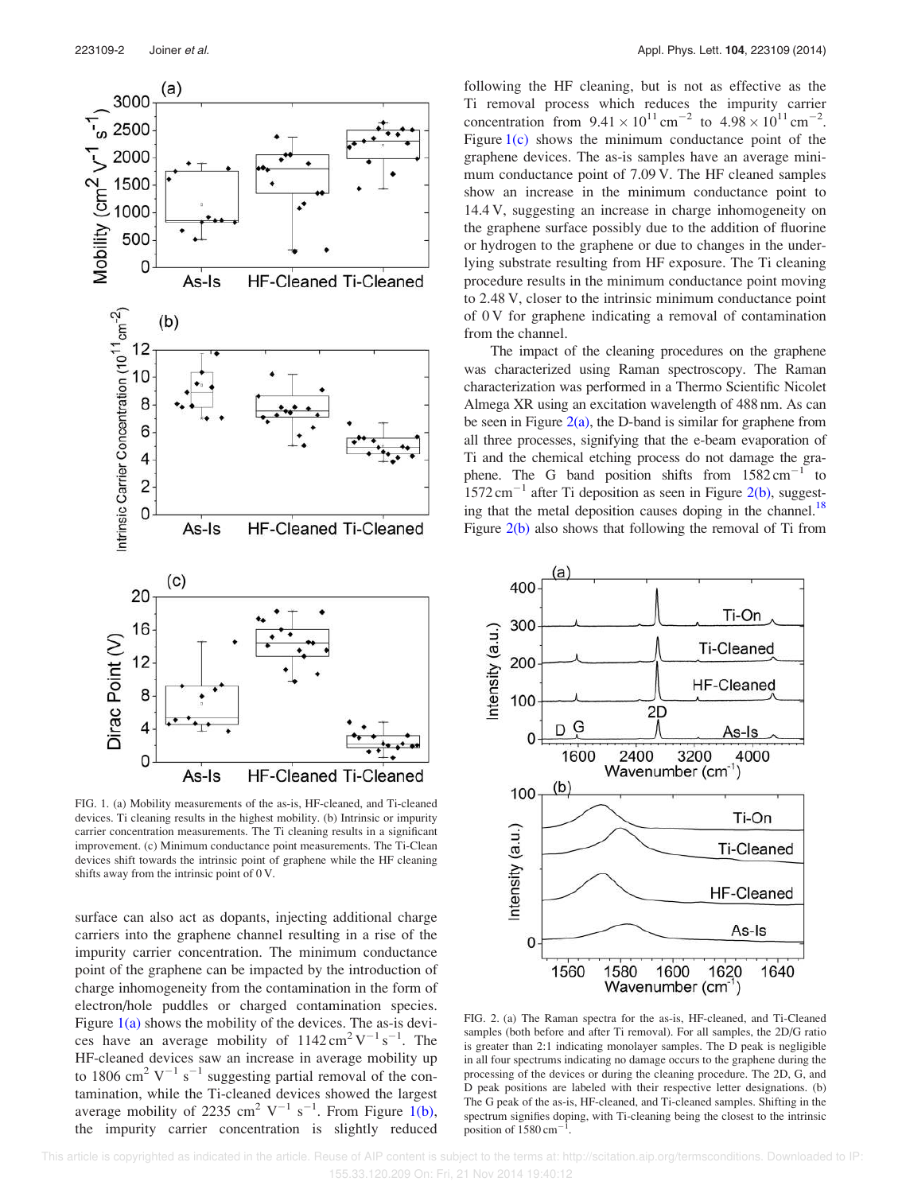FIG. 1. (a) Mobility measurements of the as-is, HF-cleaned, and Ti-cleaned devices. Ti cleaning results in the highest mobility. (b) Intrinsic or impurity carrier concentration measurements. The Ti cleaning results in a significant improvement. (c) Minimum conductance point measurements. The Ti-Clean devices shift towards the intrinsic point of graphene while the HF cleaning shifts away from the intrinsic point of 0 V.

surface can also act as dopants, injecting additional charge carriers into the graphene channel resulting in a rise of the impurity carrier concentration. The minimum conductance point of the graphene can be impacted by the introduction of charge inhomogeneity from the contamination in the form of electron/hole puddles or charged contamination species. Figure 1(a) shows the mobility of the devices. The as-is devices have an average mobility of $1142\,\text{cm}^2\,\text{V}^{-1}\,\text{s}^{-1}$. The HF-cleaned devices saw an increase in average mobility up to $1806\,\text{cm}^2\,\text{V}^{-1}\,\text{s}^{-1}$ suggesting partial removal of the contamination, while the Ti-cleaned devices showed the largest average mobility of $2235\,\text{cm}^2\,\text{V}^{-1}\,\text{s}^{-1}$. From Figure 1(b), the impurity carrier concentration is slightly reduced following the HF cleaning, but is not as effective as the Ti removal process which reduces the impurity carrier concentration from $9.41 \times 10^{11}\,\text{cm}^{-2}$ to $4.98 \times 10^{11}\,\text{cm}^{-2}$. Figure 1(c) shows the minimum conductance point of the graphene devices. The as-is samples have an average minimum conductance point of 7.09 V. The HF cleaned samples show an increase in the minimum conductance point to 14.4 V, suggesting an increase in charge inhomogeneity on the graphene surface possibly due to the addition of fluorine or hydrogen to the graphene or due to changes in the underlying substrate resulting from HF exposure. The Ti cleaning procedure results in the minimum conductance point moving to 2.48 V, closer to the intrinsic minimum conductance point of 0 V for graphene indicating a removal of contamination from the channel.

The impact of the cleaning procedures on the graphene was characterized using Raman spectroscopy. The Raman characterization was performed in a Thermo Scientific Nicolet Almega XR using an excitation wavelength of 488 nm. As can be seen in Figure 2(a), the D-band is similar for graphene from all three processes, signifying that the e-beam evaporation of Ti and the chemical etching process do not damage the graphene. The G band position shifts from $1582\,\text{cm}^{-1}$ to $1572\,\text{cm}^{-1}$ after Ti deposition as seen in Figure 2(b), suggesting that the metal deposition causes doping in the channel.[18] Figure 2(b) also shows that following the removal of Ti from

FIG. 2. (a) The Raman spectra for the as-is, HF-cleaned, and Ti-Cleaned samples (both before and after Ti removal). For all samples, the 2D/G ratio is greater than 2:1 indicating monolayer samples. The D peak is negligible in all four spectrums indicating no damage occurs to the graphene during the processing of the devices or during the cleaning procedure. The 2D, G, and D peak positions are labeled with their respective letter designations. (b) The G peak of the as-is, HF-cleaned, and Ti-cleaned samples. Shifting in the spectrum signifies doping, with Ti-cleaning being the closest to the intrinsic position of $1580\,\text{cm}^{-1}$.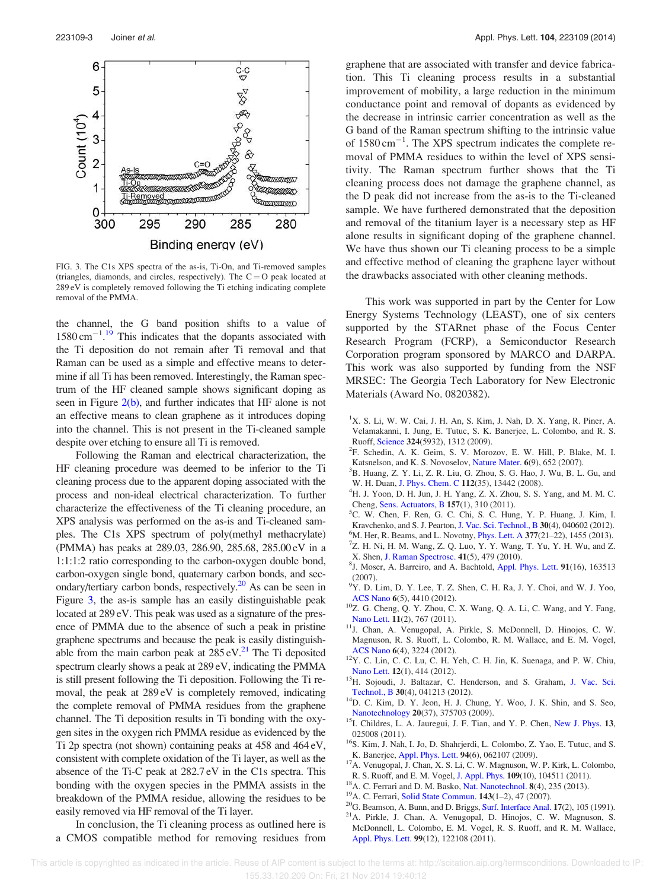6
5
4
3
2
1
0
Count ($10^4$)
300
295
290
285
280
Binding energy (eV)
C-C
C=O
As-Is
Ti-On
Ti-Removed

FIG. 3. The C1s XPS spectra of the as-is, Ti-On, and Ti-removed samples (triangles, diamonds, and circles, respectively). The C = O peak located at 289 eV is completely removed following the Ti etching indicating complete removal of the PMMA.

the channel, the G band position shifts to a value of 1580 cm$^{-1}$.[19] This indicates that the dopants associated with the Ti deposition do not remain after Ti removal and that Raman can be used as a simple and effective means to determine if all Ti has been removed. Interestingly, the Raman spectrum of the HF cleaned sample shows significant doping as seen in Figure 2(b), and further indicates that HF alone is not an effective means to clean graphene as it introduces doping into the channel. This is not present in the Ti-cleaned sample despite over etching to ensure all Ti is removed.

Following the Raman and electrical characterization, the HF cleaning procedure was deemed to be inferior to the Ti cleaning process due to the apparent doping associated with the process and non-ideal electrical characterization. To further characterize the effectiveness of the Ti cleaning procedure, an XPS analysis was performed on the as-is and Ti-cleaned samples. The C1s XPS spectrum of poly(methyl methacrylate) (PMMA) has peaks at 289.03, 286.90, 285.68, 285.00 eV in a 1:1:1:2 ratio corresponding to the carbon-oxygen double bond, carbon-oxygen single bond, quaternary carbon bonds, and secondary/tertiary carbon bonds, respectively.[20] As can be seen in Figure 3, the as-is sample has an easily distinguishable peak located at 289 eV. This peak was used as a signature of the presence of PMMA due to the absence of such a peak in pristine graphene spectrums and because the peak is easily distinguishable from the main carbon peak at 285 eV.[21] The Ti deposited spectrum clearly shows a peak at 289 eV, indicating the PMMA is still present following the Ti deposition. Following the Ti removal, the peak at 289 eV is completely removed, indicating the complete removal of PMMA residues from the graphene channel. The Ti deposition results in Ti bonding with the oxygen sites in the oxygen rich PMMA residue as evidenced by the Ti 2p spectra (not shown) containing peaks at 458 and 464 eV, consistent with complete oxidation of the Ti layer, as well as the absence of the Ti-C peak at 282.7 eV in the C1s spectra. This bonding with the oxygen species in the PMMA assists in the breakdown of the PMMA residue, allowing the residues to be easily removed via HF removal of the Ti layer.

In conclusion, the Ti cleaning process as outlined here is a CMOS compatible method for removing residues from graphene that are associated with transfer and device fabrication. This Ti cleaning process results in a substantial improvement of mobility, a large reduction in the minimum conductance point and removal of dopants as evidenced by the decrease in intrinsic carrier concentration as well as the G band of the Raman spectrum shifting to the intrinsic value of 1580 cm$^{-1}$. The XPS spectrum indicates the complete removal of PMMA residues to within the level of XPS sensitivity. The Raman spectrum further shows that the Ti cleaning process does not damage the graphene channel, as the D peak did not increase from the as-is to the Ti-cleaned sample. We have furthered demonstrated that the deposition and removal of the titanium layer is a necessary step as HF alone results in significant doping of the graphene channel. We have thus shown our Ti cleaning process to be a simple and effective method of cleaning the graphene layer without the drawbacks associated with other cleaning methods.

This work was supported in part by the Center for Low Energy Systems Technology (LEAST), one of six centers supported by the STARnet phase of the Focus Center Research Program (FCRP), a Semiconductor Research Corporation program sponsored by MARCO and DARPA. This work was also supported by funding from the NSF MRSEC: The Georgia Tech Laboratory for New Electronic Materials (Award No. 0820382).

[1] X. S. Li, W. W. Cai, J. H. An, S. Kim, J. Nah, D. X. Yang, R. Piner, A. Velamakanni, I. Jung, E. Tutuc, S. K. Banerjee, L. Colombo, and R. S. Ruoff, Science 324(5932), 1312 (2009).
[2] F. Schedin, A. K. Geim, S. V. Morozov, E. W. Hill, P. Blake, M. I. Katsnelson, and K. S. Novoselov, Nature Mater. 6(9), 652 (2007).
[3] B. Huang, Z. Y. Li, Z. R. Liu, G. Zhou, S. G. Hao, J. Wu, B. L. Gu, and W. H. Duan, J. Phys. Chem. C 112(35), 13442 (2008).
[4] H. J. Yoon, D. H. Jun, J. H. Yang, Z. X. Zhou, S. S. Yang, and M. M. C. Cheng, Sens. Actuators, B 157(1), 310 (2011).
[5] C. W. Chen, F. Ren, G. C. Chi, S. C. Hung, Y. P. Huang, J. Kim, I. Kravchenko, and S. J. Pearton, J. Vac. Sci. Technol., B 30(4), 040602 (2012).
[6] M. Her, R. Beams, and L. Novotny, Phys. Lett. A 377(21–22), 1455 (2013).
[7] Z. H. Ni, H. M. Wang, Z. Q. Luo, Y. Y. Wang, T. Yu, Y. H. Wu, and Z. X. Shen, J. Raman Spectrosc. 41(5), 479 (2010).
[8] J. Moser, A. Barreiro, and A. Bachtold, Appl. Phys. Lett. 91(16), 163513 (2007).
[9] Y. D. Lim, D. Y. Lee, T. Z. Shen, C. H. Ra, J. Y. Choi, and W. J. Yoo, ACS Nano 6(5), 4410 (2012).
[10] Z. G. Cheng, Q. Y. Zhou, C. X. Wang, Q. A. Li, C. Wang, and Y. Fang, Nano Lett. 11(2), 767 (2011).
[11] J. Chan, A. Venugopal, A. Pirkle, S. McDonnell, D. Hinojos, C. W. Magnuson, R. S. Ruoff, L. Colombo, R. M. Wallace, and E. M. Vogel, ACS Nano 6(4), 3224 (2012).
[12] Y. C. Lin, C. C. Lu, C. H. Yeh, C. H. Jin, K. Suenaga, and P. W. Chiu, Nano Lett. 12(1), 414 (2012).
[13] H. Sojoudi, J. Baltazar, C. Henderson, and S. Graham, J. Vac. Sci. Technol., B 30(4), 041213 (2012).
[14] D. C. Kim, D. Y. Jeon, H. J. Chung, Y. Woo, J. K. Shin, and S. Seo, Nanotechnology 20(37), 375703 (2009).
[15] I. Childres, L. A. Jauregui, J. F. Tian, and Y. P. Chen, New J. Phys. 13, 025008 (2011).
[16] S. Kim, J. Nah, I. Jo, D. Shahrjerdi, L. Colombo, Z. Yao, E. Tutuc, and S. K. Banerjee, Appl. Phys. Lett. 94(6), 062107 (2009).
[17] A. Venugopal, J. Chan, X. S. Li, C. W. Magnuson, W. P. Kirk, L. Colombo, R. S. Ruoff, and E. M. Vogel, J. Appl. Phys. 109(10), 104511 (2011).
[18] A. C. Ferrari and D. M. Basko, Nat. Nanotechnol. 8(4), 235 (2013).
[19] A. C. Ferrari, Solid State Commun. 143(1–2), 47 (2007).
[20] G. Beamson, A. Bunn, and D. Briggs, Surf. Interface Anal. 17(2), 105 (1991).
[21] A. Pirkle, J. Chan, A. Venugopal, D. Hinojos, C. W. Magnuson, S. McDonnell, L. Colombo, E. M. Vogel, R. S. Ruoff, and R. M. Wallace, Appl. Phys. Lett. 99(12), 122108 (2011).